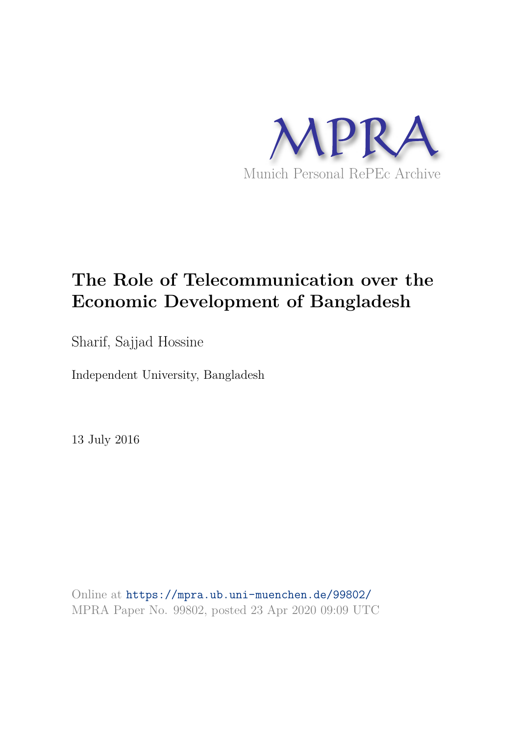MPRA

Munich Personal RePEc Archive

# The Role of Telecommunication over the Economic Development of Bangladesh

Sharif, Sajjad Hossine

Independent University, Bangladesh

13 July 2016

Online at https://mpra.ub.uni-muenchen.de/99802/
MPRA Paper No. 99802, posted 23 Apr 2020 09:09 UTC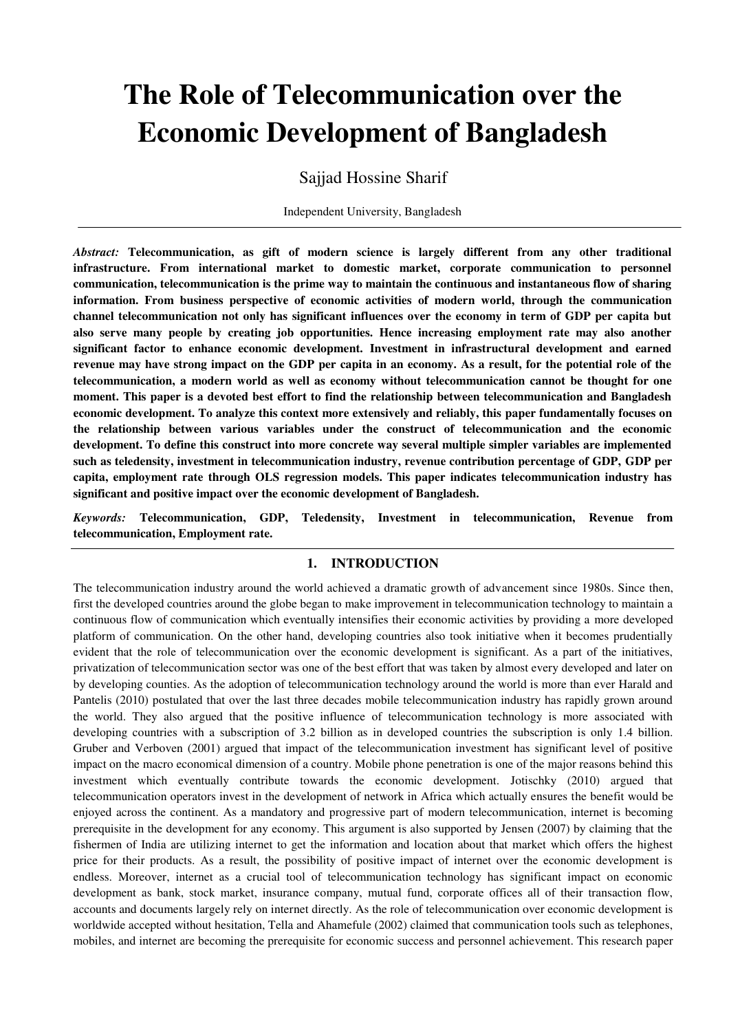# The Role of Telecommunication over the Economic Development of Bangladesh

Sajjad Hossine Sharif

Independent University, Bangladesh

*Abstract:* **Telecommunication, as gift of modern science is largely different from any other traditional infrastructure. From international market to domestic market, corporate communication to personnel communication, telecommunication is the prime way to maintain the continuous and instantaneous flow of sharing information. From business perspective of economic activities of modern world, through the communication channel telecommunication not only has significant influences over the economy in term of GDP per capita but also serve many people by creating job opportunities. Hence increasing employment rate may also another significant factor to enhance economic development. Investment in infrastructural development and earned revenue may have strong impact on the GDP per capita in an economy. As a result, for the potential role of the telecommunication, a modern world as well as economy without telecommunication cannot be thought for one moment. This paper is a devoted best effort to find the relationship between telecommunication and Bangladesh economic development. To analyze this context more extensively and reliably, this paper fundamentally focuses on the relationship between various variables under the construct of telecommunication and the economic development. To define this construct into more concrete way several multiple simpler variables are implemented such as teledensity, investment in telecommunication industry, revenue contribution percentage of GDP, GDP per capita, employment rate through OLS regression models. This paper indicates telecommunication industry has significant and positive impact over the economic development of Bangladesh.**

*Keywords:* **Telecommunication, GDP, Teledensity, Investment in telecommunication, Revenue from telecommunication, Employment rate.**

## 1. INTRODUCTION

The telecommunication industry around the world achieved a dramatic growth of advancement since 1980s. Since then, first the developed countries around the globe began to make improvement in telecommunication technology to maintain a continuous flow of communication which eventually intensifies their economic activities by providing a more developed platform of communication. On the other hand, developing countries also took initiative when it becomes prudentially evident that the role of telecommunication over the economic development is significant. As a part of the initiatives, privatization of telecommunication sector was one of the best effort that was taken by almost every developed and later on by developing counties. As the adoption of telecommunication technology around the world is more than ever Harald and Pantelis (2010) postulated that over the last three decades mobile telecommunication industry has rapidly grown around the world. They also argued that the positive influence of telecommunication technology is more associated with developing countries with a subscription of 3.2 billion as in developed countries the subscription is only 1.4 billion. Gruber and Verboven (2001) argued that impact of the telecommunication investment has significant level of positive impact on the macro economical dimension of a country. Mobile phone penetration is one of the major reasons behind this investment which eventually contribute towards the economic development. Jotischky (2010) argued that telecommunication operators invest in the development of network in Africa which actually ensures the benefit would be enjoyed across the continent. As a mandatory and progressive part of modern telecommunication, internet is becoming prerequisite in the development for any economy. This argument is also supported by Jensen (2007) by claiming that the fishermen of India are utilizing internet to get the information and location about that market which offers the highest price for their products. As a result, the possibility of positive impact of internet over the economic development is endless. Moreover, internet as a crucial tool of telecommunication technology has significant impact on economic development as bank, stock market, insurance company, mutual fund, corporate offices all of their transaction flow, accounts and documents largely rely on internet directly. As the role of telecommunication over economic development is worldwide accepted without hesitation, Tella and Ahamefule (2002) claimed that communication tools such as telephones, mobiles, and internet are becoming the prerequisite for economic success and personnel achievement. This research paper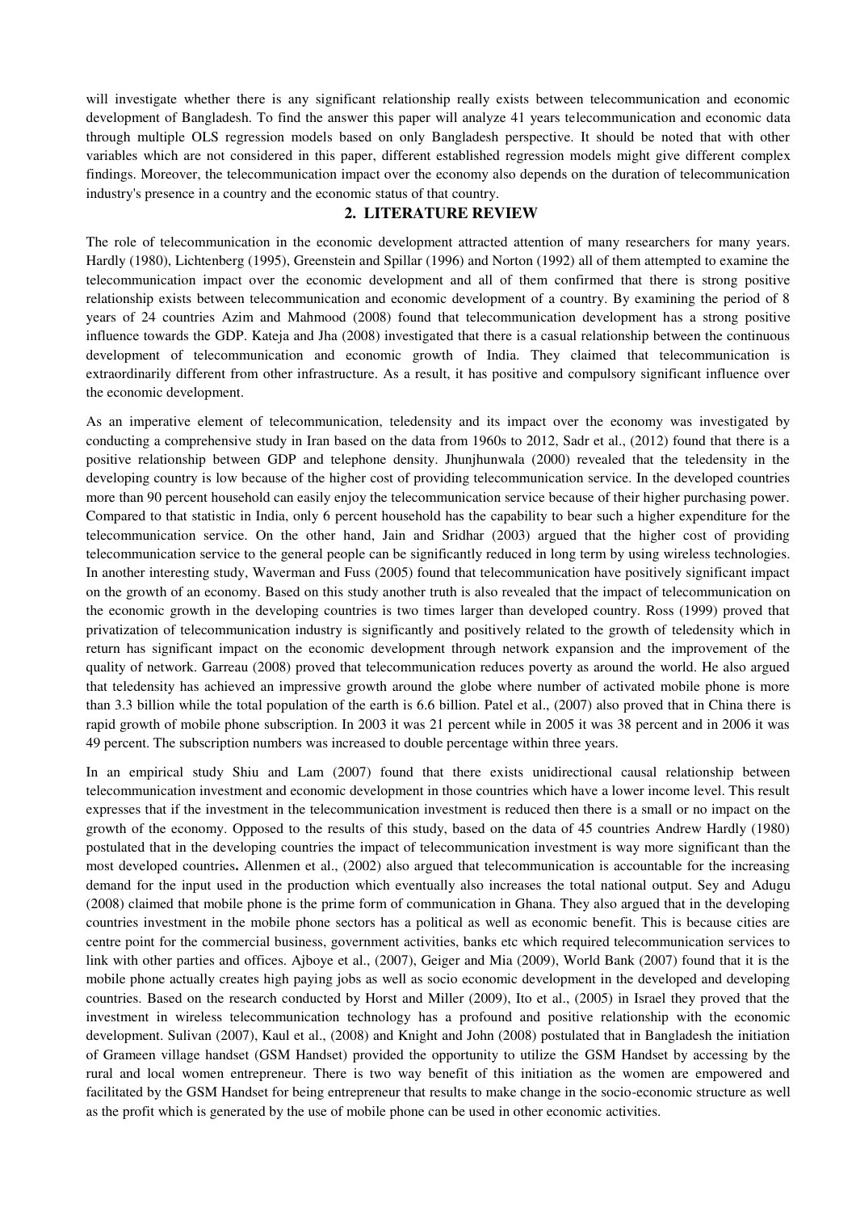will investigate whether there is any significant relationship really exists between telecommunication and economic development of Bangladesh. To find the answer this paper will analyze 41 years telecommunication and economic data through multiple OLS regression models based on only Bangladesh perspective. It should be noted that with other variables which are not considered in this paper, different established regression models might give different complex findings. Moreover, the telecommunication impact over the economy also depends on the duration of telecommunication industry's presence in a country and the economic status of that country.

## 2. LITERATURE REVIEW

The role of telecommunication in the economic development attracted attention of many researchers for many years. Hardly (1980), Lichtenberg (1995), Greenstein and Spillar (1996) and Norton (1992) all of them attempted to examine the telecommunication impact over the economic development and all of them confirmed that there is strong positive relationship exists between telecommunication and economic development of a country. By examining the period of 8 years of 24 countries Azim and Mahmood (2008) found that telecommunication development has a strong positive influence towards the GDP. Kateja and Jha (2008) investigated that there is a casual relationship between the continuous development of telecommunication and economic growth of India. They claimed that telecommunication is extraordinarily different from other infrastructure. As a result, it has positive and compulsory significant influence over the economic development.

As an imperative element of telecommunication, teledensity and its impact over the economy was investigated by conducting a comprehensive study in Iran based on the data from 1960s to 2012, Sadr et al., (2012) found that there is a positive relationship between GDP and telephone density. Jhunjhunwala (2000) revealed that the teledensity in the developing country is low because of the higher cost of providing telecommunication service. In the developed countries more than 90 percent household can easily enjoy the telecommunication service because of their higher purchasing power. Compared to that statistic in India, only 6 percent household has the capability to bear such a higher expenditure for the telecommunication service. On the other hand, Jain and Sridhar (2003) argued that the higher cost of providing telecommunication service to the general people can be significantly reduced in long term by using wireless technologies. In another interesting study, Waverman and Fuss (2005) found that telecommunication have positively significant impact on the growth of an economy. Based on this study another truth is also revealed that the impact of telecommunication on the economic growth in the developing countries is two times larger than developed country. Ross (1999) proved that privatization of telecommunication industry is significantly and positively related to the growth of teledensity which in return has significant impact on the economic development through network expansion and the improvement of the quality of network. Garreau (2008) proved that telecommunication reduces poverty as around the world. He also argued that teledensity has achieved an impressive growth around the globe where number of activated mobile phone is more than 3.3 billion while the total population of the earth is 6.6 billion. Patel et al., (2007) also proved that in China there is rapid growth of mobile phone subscription. In 2003 it was 21 percent while in 2005 it was 38 percent and in 2006 it was 49 percent. The subscription numbers was increased to double percentage within three years.

In an empirical study Shiu and Lam (2007) found that there exists unidirectional causal relationship between telecommunication investment and economic development in those countries which have a lower income level. This result expresses that if the investment in the telecommunication investment is reduced then there is a small or no impact on the growth of the economy. Opposed to the results of this study, based on the data of 45 countries Andrew Hardly (1980) postulated that in the developing countries the impact of telecommunication investment is way more significant than the most developed countries**.** Allenmen et al., (2002) also argued that telecommunication is accountable for the increasing demand for the input used in the production which eventually also increases the total national output. Sey and Adugu (2008) claimed that mobile phone is the prime form of communication in Ghana. They also argued that in the developing countries investment in the mobile phone sectors has a political as well as economic benefit. This is because cities are centre point for the commercial business, government activities, banks etc which required telecommunication services to link with other parties and offices. Ajboye et al., (2007), Geiger and Mia (2009), World Bank (2007) found that it is the mobile phone actually creates high paying jobs as well as socio economic development in the developed and developing countries. Based on the research conducted by Horst and Miller (2009), Ito et al., (2005) in Israel they proved that the investment in wireless telecommunication technology has a profound and positive relationship with the economic development. Sulivan (2007), Kaul et al., (2008) and Knight and John (2008) postulated that in Bangladesh the initiation of Grameen village handset (GSM Handset) provided the opportunity to utilize the GSM Handset by accessing by the rural and local women entrepreneur. There is two way benefit of this initiation as the women are empowered and facilitated by the GSM Handset for being entrepreneur that results to make change in the socio-economic structure as well as the profit which is generated by the use of mobile phone can be used in other economic activities.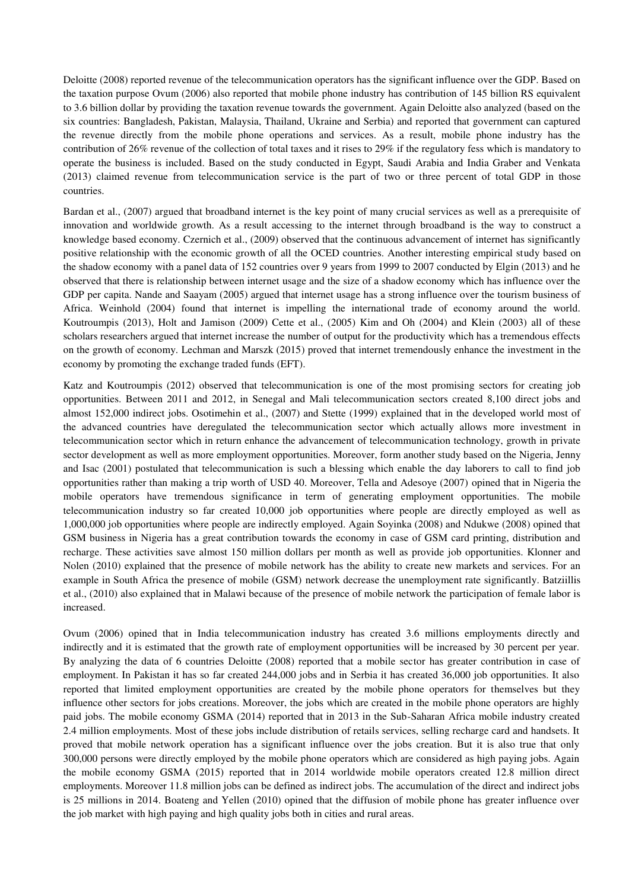Deloitte (2008) reported revenue of the telecommunication operators has the significant influence over the GDP. Based on the taxation purpose Ovum (2006) also reported that mobile phone industry has contribution of 145 billion RS equivalent to 3.6 billion dollar by providing the taxation revenue towards the government. Again Deloitte also analyzed (based on the six countries: Bangladesh, Pakistan, Malaysia, Thailand, Ukraine and Serbia) and reported that government can captured the revenue directly from the mobile phone operations and services. As a result, mobile phone industry has the contribution of 26% revenue of the collection of total taxes and it rises to 29% if the regulatory fess which is mandatory to operate the business is included. Based on the study conducted in Egypt, Saudi Arabia and India Graber and Venkata (2013) claimed revenue from telecommunication service is the part of two or three percent of total GDP in those countries.

Bardan et al., (2007) argued that broadband internet is the key point of many crucial services as well as a prerequisite of innovation and worldwide growth. As a result accessing to the internet through broadband is the way to construct a knowledge based economy. Czernich et al., (2009) observed that the continuous advancement of internet has significantly positive relationship with the economic growth of all the OCED countries. Another interesting empirical study based on the shadow economy with a panel data of 152 countries over 9 years from 1999 to 2007 conducted by Elgin (2013) and he observed that there is relationship between internet usage and the size of a shadow economy which has influence over the GDP per capita. Nande and Saayam (2005) argued that internet usage has a strong influence over the tourism business of Africa. Weinhold (2004) found that internet is impelling the international trade of economy around the world. Koutroumpis (2013), Holt and Jamison (2009) Cette et al., (2005) Kim and Oh (2004) and Klein (2003) all of these scholars researchers argued that internet increase the number of output for the productivity which has a tremendous effects on the growth of economy. Lechman and Marszk (2015) proved that internet tremendously enhance the investment in the economy by promoting the exchange traded funds (EFT).

Katz and Koutroumpis (2012) observed that telecommunication is one of the most promising sectors for creating job opportunities. Between 2011 and 2012, in Senegal and Mali telecommunication sectors created 8,100 direct jobs and almost 152,000 indirect jobs. Osotimehin et al., (2007) and Stette (1999) explained that in the developed world most of the advanced countries have deregulated the telecommunication sector which actually allows more investment in telecommunication sector which in return enhance the advancement of telecommunication technology, growth in private sector development as well as more employment opportunities. Moreover, form another study based on the Nigeria, Jenny and Isac (2001) postulated that telecommunication is such a blessing which enable the day laborers to call to find job opportunities rather than making a trip worth of USD 40. Moreover, Tella and Adesoye (2007) opined that in Nigeria the mobile operators have tremendous significance in term of generating employment opportunities. The mobile telecommunication industry so far created 10,000 job opportunities where people are directly employed as well as 1,000,000 job opportunities where people are indirectly employed. Again Soyinka (2008) and Ndukwe (2008) opined that GSM business in Nigeria has a great contribution towards the economy in case of GSM card printing, distribution and recharge. These activities save almost 150 million dollars per month as well as provide job opportunities. Klonner and Nolen (2010) explained that the presence of mobile network has the ability to create new markets and services. For an example in South Africa the presence of mobile (GSM) network decrease the unemployment rate significantly. Batziillis et al., (2010) also explained that in Malawi because of the presence of mobile network the participation of female labor is increased.

Ovum (2006) opined that in India telecommunication industry has created 3.6 millions employments directly and indirectly and it is estimated that the growth rate of employment opportunities will be increased by 30 percent per year. By analyzing the data of 6 countries Deloitte (2008) reported that a mobile sector has greater contribution in case of employment. In Pakistan it has so far created 244,000 jobs and in Serbia it has created 36,000 job opportunities. It also reported that limited employment opportunities are created by the mobile phone operators for themselves but they influence other sectors for jobs creations. Moreover, the jobs which are created in the mobile phone operators are highly paid jobs. The mobile economy GSMA (2014) reported that in 2013 in the Sub-Saharan Africa mobile industry created 2.4 million employments. Most of these jobs include distribution of retails services, selling recharge card and handsets. It proved that mobile network operation has a significant influence over the jobs creation. But it is also true that only 300,000 persons were directly employed by the mobile phone operators which are considered as high paying jobs. Again the mobile economy GSMA (2015) reported that in 2014 worldwide mobile operators created 12.8 million direct employments. Moreover 11.8 million jobs can be defined as indirect jobs. The accumulation of the direct and indirect jobs is 25 millions in 2014. Boateng and Yellen (2010) opined that the diffusion of mobile phone has greater influence over the job market with high paying and high quality jobs both in cities and rural areas.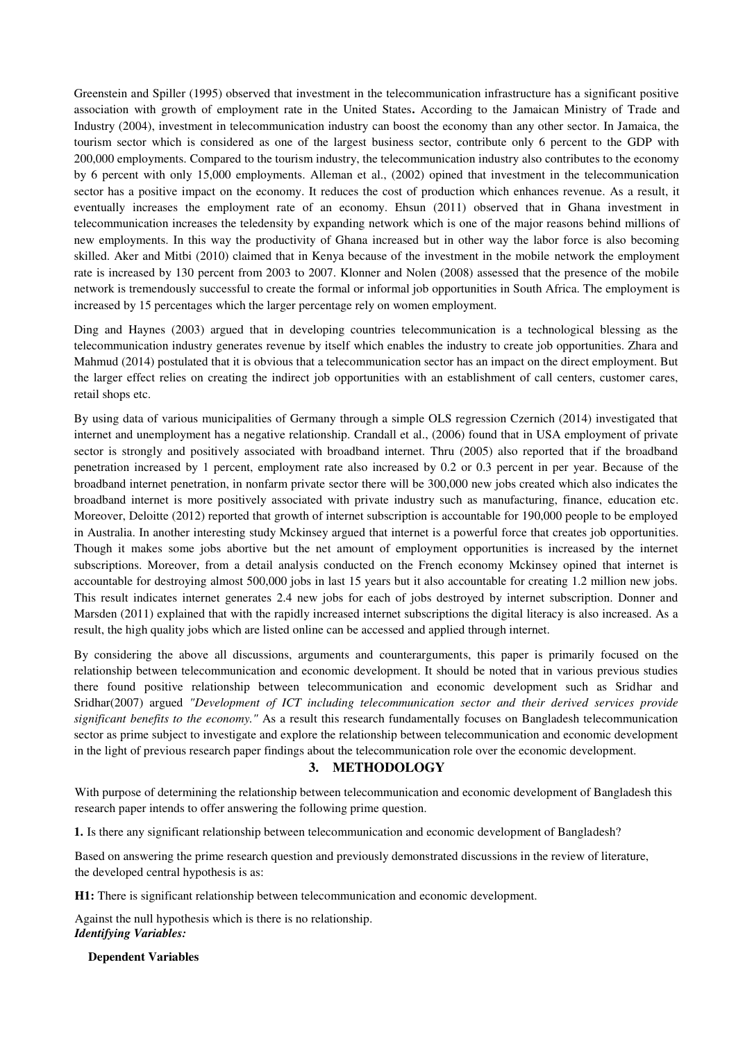Greenstein and Spiller (1995) observed that investment in the telecommunication infrastructure has a significant positive association with growth of employment rate in the United States**.** According to the Jamaican Ministry of Trade and Industry (2004), investment in telecommunication industry can boost the economy than any other sector. In Jamaica, the tourism sector which is considered as one of the largest business sector, contribute only 6 percent to the GDP with 200,000 employments. Compared to the tourism industry, the telecommunication industry also contributes to the economy by 6 percent with only 15,000 employments. Alleman et al., (2002) opined that investment in the telecommunication sector has a positive impact on the economy. It reduces the cost of production which enhances revenue. As a result, it eventually increases the employment rate of an economy. Ehsun (2011) observed that in Ghana investment in telecommunication increases the teledensity by expanding network which is one of the major reasons behind millions of new employments. In this way the productivity of Ghana increased but in other way the labor force is also becoming skilled. Aker and Mitbi (2010) claimed that in Kenya because of the investment in the mobile network the employment rate is increased by 130 percent from 2003 to 2007. Klonner and Nolen (2008) assessed that the presence of the mobile network is tremendously successful to create the formal or informal job opportunities in South Africa. The employment is increased by 15 percentages which the larger percentage rely on women employment.

Ding and Haynes (2003) argued that in developing countries telecommunication is a technological blessing as the telecommunication industry generates revenue by itself which enables the industry to create job opportunities. Zhara and Mahmud (2014) postulated that it is obvious that a telecommunication sector has an impact on the direct employment. But the larger effect relies on creating the indirect job opportunities with an establishment of call centers, customer cares, retail shops etc.

By using data of various municipalities of Germany through a simple OLS regression Czernich (2014) investigated that internet and unemployment has a negative relationship. Crandall et al., (2006) found that in USA employment of private sector is strongly and positively associated with broadband internet. Thru (2005) also reported that if the broadband penetration increased by 1 percent, employment rate also increased by 0.2 or 0.3 percent in per year. Because of the broadband internet penetration, in nonfarm private sector there will be 300,000 new jobs created which also indicates the broadband internet is more positively associated with private industry such as manufacturing, finance, education etc. Moreover, Deloitte (2012) reported that growth of internet subscription is accountable for 190,000 people to be employed in Australia. In another interesting study Mckinsey argued that internet is a powerful force that creates job opportunities. Though it makes some jobs abortive but the net amount of employment opportunities is increased by the internet subscriptions. Moreover, from a detail analysis conducted on the French economy Mckinsey opined that internet is accountable for destroying almost 500,000 jobs in last 15 years but it also accountable for creating 1.2 million new jobs. This result indicates internet generates 2.4 new jobs for each of jobs destroyed by internet subscription. Donner and Marsden (2011) explained that with the rapidly increased internet subscriptions the digital literacy is also increased. As a result, the high quality jobs which are listed online can be accessed and applied through internet.

By considering the above all discussions, arguments and counterarguments, this paper is primarily focused on the relationship between telecommunication and economic development. It should be noted that in various previous studies there found positive relationship between telecommunication and economic development such as Sridhar and Sridhar(2007) argued *"Development of ICT including telecommunication sector and their derived services provide significant benefits to the economy."* As a result this research fundamentally focuses on Bangladesh telecommunication sector as prime subject to investigate and explore the relationship between telecommunication and economic development in the light of previous research paper findings about the telecommunication role over the economic development.

## 3. METHODOLOGY

With purpose of determining the relationship between telecommunication and economic development of Bangladesh this research paper intends to offer answering the following prime question.

**1.** Is there any significant relationship between telecommunication and economic development of Bangladesh?

Based on answering the prime research question and previously demonstrated discussions in the review of literature, the developed central hypothesis is as:

**H1:** There is significant relationship between telecommunication and economic development.

Against the null hypothesis which is there is no relationship.

***Identifying Variables:***

**Dependent Variables**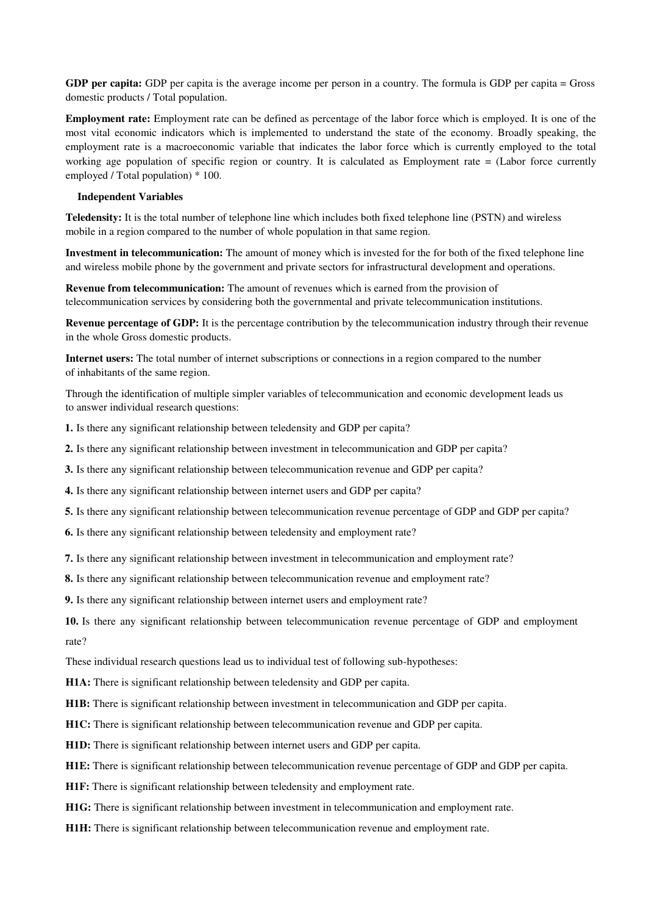**GDP per capita:** GDP per capita is the average income per person in a country. The formula is GDP per capita = Gross domestic products / Total population.

**Employment rate:** Employment rate can be defined as percentage of the labor force which is employed. It is one of the most vital economic indicators which is implemented to understand the state of the economy. Broadly speaking, the employment rate is a macroeconomic variable that indicates the labor force which is currently employed to the total working age population of specific region or country. It is calculated as Employment rate = (Labor force currently employed / Total population) * 100.

**Independent Variables**

**Teledensity:** It is the total number of telephone line which includes both fixed telephone line (PSTN) and wireless mobile in a region compared to the number of whole population in that same region.

**Investment in telecommunication:** The amount of money which is invested for the for both of the fixed telephone line and wireless mobile phone by the government and private sectors for infrastructural development and operations.

**Revenue from telecommunication:** The amount of revenues which is earned from the provision of telecommunication services by considering both the governmental and private telecommunication institutions.

**Revenue percentage of GDP:** It is the percentage contribution by the telecommunication industry through their revenue in the whole Gross domestic products.

**Internet users:** The total number of internet subscriptions or connections in a region compared to the number of inhabitants of the same region.

Through the identification of multiple simpler variables of telecommunication and economic development leads us to answer individual research questions:

**1.** Is there any significant relationship between teledensity and GDP per capita?

**2.** Is there any significant relationship between investment in telecommunication and GDP per capita?

**3.** Is there any significant relationship between telecommunication revenue and GDP per capita?

**4.** Is there any significant relationship between internet users and GDP per capita?

**5.** Is there any significant relationship between telecommunication revenue percentage of GDP and GDP per capita?

**6.** Is there any significant relationship between teledensity and employment rate?

**7.** Is there any significant relationship between investment in telecommunication and employment rate?

**8.** Is there any significant relationship between telecommunication revenue and employment rate?

**9.** Is there any significant relationship between internet users and employment rate?

**10.** Is there any significant relationship between telecommunication revenue percentage of GDP and employment rate?

These individual research questions lead us to individual test of following sub-hypotheses:

**H1A:** There is significant relationship between teledensity and GDP per capita.

**H1B:** There is significant relationship between investment in telecommunication and GDP per capita.

**H1C:** There is significant relationship between telecommunication revenue and GDP per capita.

**H1D:** There is significant relationship between internet users and GDP per capita.

**H1E:** There is significant relationship between telecommunication revenue percentage of GDP and GDP per capita.

**H1F:** There is significant relationship between teledensity and employment rate.

**H1G:** There is significant relationship between investment in telecommunication and employment rate.

**H1H:** There is significant relationship between telecommunication revenue and employment rate.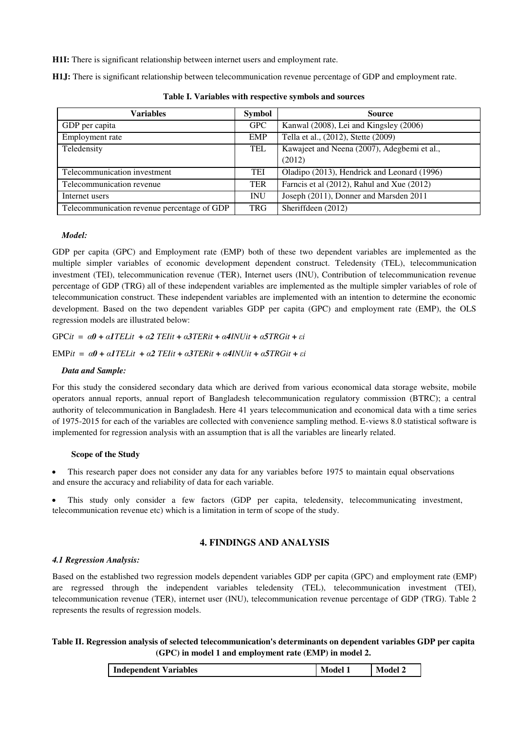**H1I:** There is significant relationship between internet users and employment rate.

**H1J:** There is significant relationship between telecommunication revenue percentage of GDP and employment rate.

**Table I. Variables with respective symbols and sources**

| Variables | Symbol | Source |
|---|---|---|
| GDP per capita | GPC | Kanwal (2008), Lei and Kingsley (2006) |
| Employment rate | EMP | Tella et al., (2012), Stette (2009) |
| Teledensity | TEL | Kawajeet and Neena (2007), Adegbemi et al., (2012) |
| Telecommunication investment | TEI | Oladipo (2013), Hendrick and Leonard (1996) |
| Telecommunication revenue | TER | Farncis et al (2012), Rahul and Xue (2012) |
| Internet users | INU | Joseph (2011), Donner and Marsden 2011 |
| Telecommunication revenue percentage of GDP | TRG | Sheriffdeen (2012) |

***Model:***

GDP per capita (GPC) and Employment rate (EMP) both of these two dependent variables are implemented as the multiple simpler variables of economic development dependent construct. Teledensity (TEL), telecommunication investment (TEI), telecommunication revenue (TER), Internet users (INU), Contribution of telecommunication revenue percentage of GDP (TRG) all of these independent variables are implemented as the multiple simpler variables of role of telecommunication construct. These independent variables are implemented with an intention to determine the economic development. Based on the two dependent variables GDP per capita (GPC) and employment rate (EMP), the OLS regression models are illustrated below:

$$GPC_{it} = \alpha_0 + \alpha_1 TEL_{it} + \alpha_2 TEI_{it} + \alpha_3 TER_{it} + \alpha_4 INU_{it} + \alpha_5 TRG_{it} + \varepsilon_i$$

$$EMP_{it} = \alpha_0 + \alpha_1 TEL_{it} + \alpha_2 TEI_{it} + \alpha_3 TER_{it} + \alpha_4 INU_{it} + \alpha_5 TRG_{it} + \varepsilon_i$$

***Data and Sample:***

For this study the considered secondary data which are derived from various economical data storage website, mobile operators annual reports, annual report of Bangladesh telecommunication regulatory commission (BTRC); a central authority of telecommunication in Bangladesh. Here 41 years telecommunication and economical data with a time series of 1975-2015 for each of the variables are collected with convenience sampling method. E-views 8.0 statistical software is implemented for regression analysis with an assumption that is all the variables are linearly related.

**Scope of the Study**

- This research paper does not consider any data for any variables before 1975 to maintain equal observations and ensure the accuracy and reliability of data for each variable.
- This study only consider a few factors (GDP per capita, teledensity, telecommunicating investment, telecommunication revenue etc) which is a limitation in term of scope of the study.

## 4. FINDINGS AND ANALYSIS

### *4.1 Regression Analysis:*

Based on the established two regression models dependent variables GDP per capita (GPC) and employment rate (EMP) are regressed through the independent variables teledensity (TEL), telecommunication investment (TEI), telecommunication revenue (TER), internet user (INU), telecommunication revenue percentage of GDP (TRG). Table 2 represents the results of regression models.

**Table II. Regression analysis of selected telecommunication's determinants on dependent variables GDP per capita (GPC) in model 1 and employment rate (EMP) in model 2.**

| Independent Variables | Model 1 | Model 2 |
|---|---|---|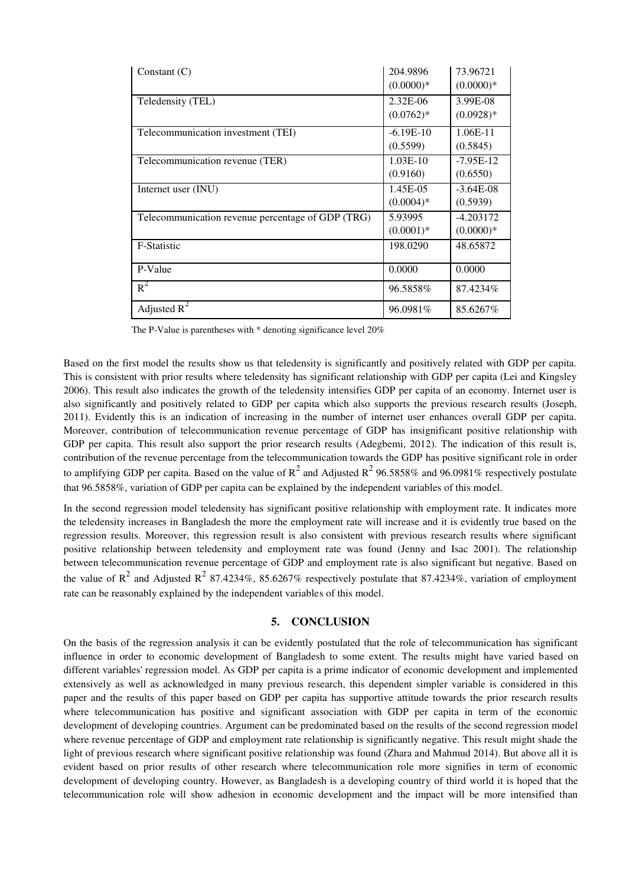| Constant (C) | 204.9896 (0.0000)* | 73.96721 (0.0000)* |
|---|---|---|
| Teledensity (TEL) | 2.32E-06 (0.0762)* | 3.99E-08 (0.0928)* |
| Telecommunication investment (TEI) | -6.19E-10 (0.5599) | 1.06E-11 (0.5845) |
| Telecommunication revenue (TER) | 1.03E-10 (0.9160) | -7.95E-12 (0.6550) |
| Internet user (INU) | 1.45E-05 (0.0004)* | -3.64E-08 (0.5939) |
| Telecommunication revenue percentage of GDP (TRG) | 5.93995 (0.0001)* | -4.203172 (0.0000)* |
| F-Statistic | 198.0290 | 48.65872 |
| P-Value | 0.0000 | 0.0000 |
| $R^2$ | 96.5858% | 87.4234% |
| Adjusted $R^2$ | 96.0981% | 85.6267% |

The P-Value is parentheses with * denoting significance level 20%

Based on the first model the results show us that teledensity is significantly and positively related with GDP per capita. This is consistent with prior results where teledensity has significant relationship with GDP per capita (Lei and Kingsley 2006). This result also indicates the growth of the teledensity intensifies GDP per capita of an economy. Internet user is also significantly and positively related to GDP per capita which also supports the previous research results (Joseph, 2011). Evidently this is an indication of increasing in the number of internet user enhances overall GDP per capita. Moreover, contribution of telecommunication revenue percentage of GDP has insignificant positive relationship with GDP per capita. This result also support the prior research results (Adegbemi, 2012). The indication of this result is, contribution of the revenue percentage from the telecommunication towards the GDP has positive significant role in order to amplifying GDP per capita. Based on the value of $R^2$ and Adjusted $R^2$ 96.5858% and 96.0981% respectively postulate that 96.5858%, variation of GDP per capita can be explained by the independent variables of this model.

In the second regression model teledensity has significant positive relationship with employment rate. It indicates more the teledensity increases in Bangladesh the more the employment rate will increase and it is evidently true based on the regression results. Moreover, this regression result is also consistent with previous research results where significant positive relationship between teledensity and employment rate was found (Jenny and Isac 2001). The relationship between telecommunication revenue percentage of GDP and employment rate is also significant but negative. Based on the value of $R^2$ and Adjusted $R^2$ 87.4234%, 85.6267% respectively postulate that 87.4234%, variation of employment rate can be reasonably explained by the independent variables of this model.

## 5. CONCLUSION

On the basis of the regression analysis it can be evidently postulated that the role of telecommunication has significant influence in order to economic development of Bangladesh to some extent. The results might have varied based on different variables' regression model. As GDP per capita is a prime indicator of economic development and implemented extensively as well as acknowledged in many previous research, this dependent simpler variable is considered in this paper and the results of this paper based on GDP per capita has supportive attitude towards the prior research results where telecommunication has positive and significant association with GDP per capita in term of the economic development of developing countries. Argument can be predominated based on the results of the second regression model where revenue percentage of GDP and employment rate relationship is significantly negative. This result might shade the light of previous research where significant positive relationship was found (Zhara and Mahmud 2014). But above all it is evident based on prior results of other research where telecommunication role more signifies in term of economic development of developing country. However, as Bangladesh is a developing country of third world it is hoped that the telecommunication role will show adhesion in economic development and the impact will be more intensified than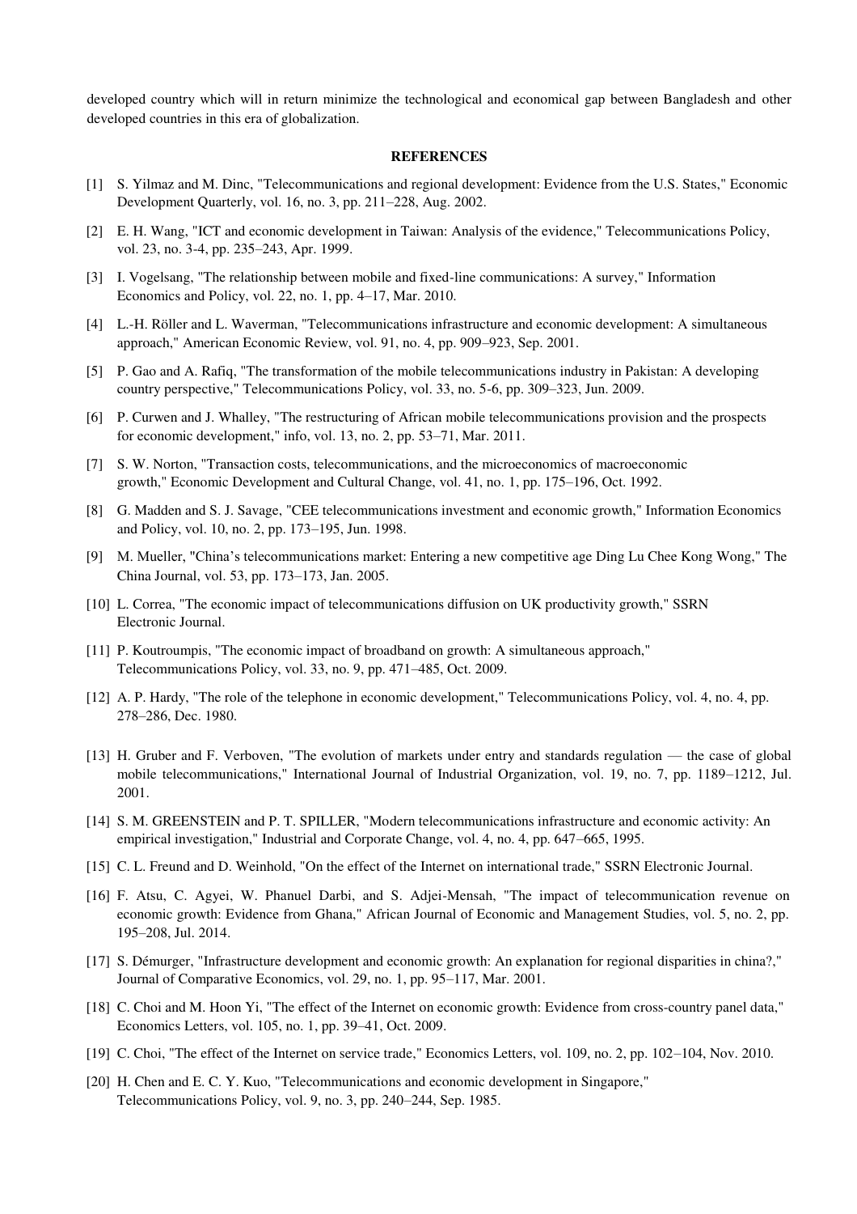developed country which will in return minimize the technological and economical gap between Bangladesh and other developed countries in this era of globalization.

## REFERENCES

[1] S. Yilmaz and M. Dinc, "Telecommunications and regional development: Evidence from the U.S. States," Economic Development Quarterly, vol. 16, no. 3, pp. 211–228, Aug. 2002.

[2] E. H. Wang, "ICT and economic development in Taiwan: Analysis of the evidence," Telecommunications Policy, vol. 23, no. 3-4, pp. 235–243, Apr. 1999.

[3] I. Vogelsang, "The relationship between mobile and fixed-line communications: A survey," Information Economics and Policy, vol. 22, no. 1, pp. 4–17, Mar. 2010.

[4] L.-H. Röller and L. Waverman, "Telecommunications infrastructure and economic development: A simultaneous approach," American Economic Review, vol. 91, no. 4, pp. 909–923, Sep. 2001.

[5] P. Gao and A. Rafiq, "The transformation of the mobile telecommunications industry in Pakistan: A developing country perspective," Telecommunications Policy, vol. 33, no. 5-6, pp. 309–323, Jun. 2009.

[6] P. Curwen and J. Whalley, "The restructuring of African mobile telecommunications provision and the prospects for economic development," info, vol. 13, no. 2, pp. 53–71, Mar. 2011.

[7] S. W. Norton, "Transaction costs, telecommunications, and the microeconomics of macroeconomic growth," Economic Development and Cultural Change, vol. 41, no. 1, pp. 175–196, Oct. 1992.

[8] G. Madden and S. J. Savage, "CEE telecommunications investment and economic growth," Information Economics and Policy, vol. 10, no. 2, pp. 173–195, Jun. 1998.

[9] M. Mueller, "China's telecommunications market: Entering a new competitive age Ding Lu Chee Kong Wong," The China Journal, vol. 53, pp. 173–173, Jan. 2005.

[10] L. Correa, "The economic impact of telecommunications diffusion on UK productivity growth," SSRN Electronic Journal.

[11] P. Koutroumpis, "The economic impact of broadband on growth: A simultaneous approach," Telecommunications Policy, vol. 33, no. 9, pp. 471–485, Oct. 2009.

[12] A. P. Hardy, "The role of the telephone in economic development," Telecommunications Policy, vol. 4, no. 4, pp. 278–286, Dec. 1980.

[13] H. Gruber and F. Verboven, "The evolution of markets under entry and standards regulation — the case of global mobile telecommunications," International Journal of Industrial Organization, vol. 19, no. 7, pp. 1189–1212, Jul. 2001.

[14] S. M. GREENSTEIN and P. T. SPILLER, "Modern telecommunications infrastructure and economic activity: An empirical investigation," Industrial and Corporate Change, vol. 4, no. 4, pp. 647–665, 1995.

[15] C. L. Freund and D. Weinhold, "On the effect of the Internet on international trade," SSRN Electronic Journal.

[16] F. Atsu, C. Agyei, W. Phanuel Darbi, and S. Adjei-Mensah, "The impact of telecommunication revenue on economic growth: Evidence from Ghana," African Journal of Economic and Management Studies, vol. 5, no. 2, pp. 195–208, Jul. 2014.

[17] S. Démurger, "Infrastructure development and economic growth: An explanation for regional disparities in china?," Journal of Comparative Economics, vol. 29, no. 1, pp. 95–117, Mar. 2001.

[18] C. Choi and M. Hoon Yi, "The effect of the Internet on economic growth: Evidence from cross-country panel data," Economics Letters, vol. 105, no. 1, pp. 39–41, Oct. 2009.

[19] C. Choi, "The effect of the Internet on service trade," Economics Letters, vol. 109, no. 2, pp. 102–104, Nov. 2010.

[20] H. Chen and E. C. Y. Kuo, "Telecommunications and economic development in Singapore," Telecommunications Policy, vol. 9, no. 3, pp. 240–244, Sep. 1985.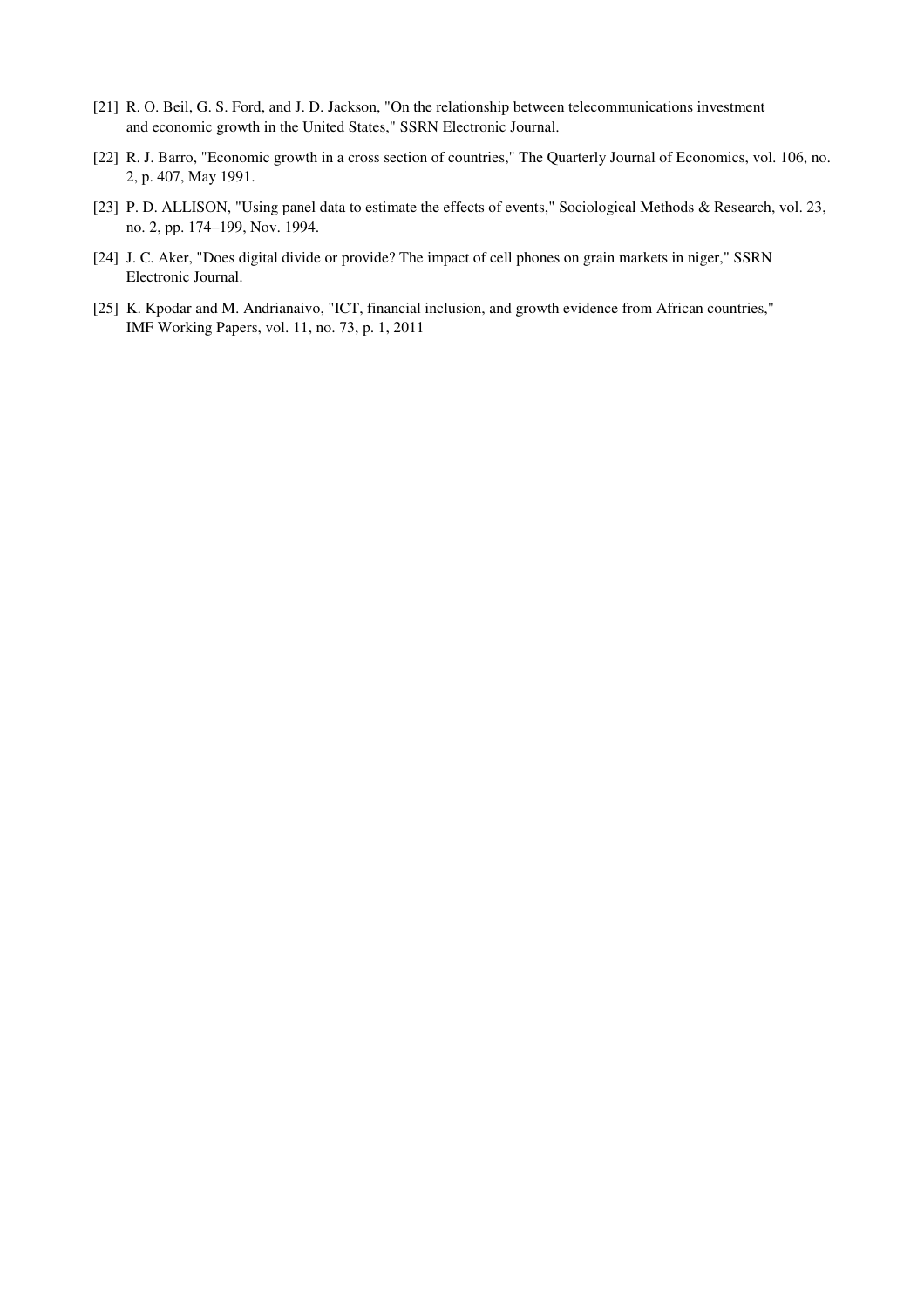[21] R. O. Beil, G. S. Ford, and J. D. Jackson, "On the relationship between telecommunications investment and economic growth in the United States," SSRN Electronic Journal.

[22] R. J. Barro, "Economic growth in a cross section of countries," The Quarterly Journal of Economics, vol. 106, no. 2, p. 407, May 1991.

[23] P. D. ALLISON, "Using panel data to estimate the effects of events," Sociological Methods & Research, vol. 23, no. 2, pp. 174–199, Nov. 1994.

[24] J. C. Aker, "Does digital divide or provide? The impact of cell phones on grain markets in niger," SSRN Electronic Journal.

[25] K. Kpodar and M. Andrianaivo, "ICT, financial inclusion, and growth evidence from African countries," IMF Working Papers, vol. 11, no. 73, p. 1, 2011